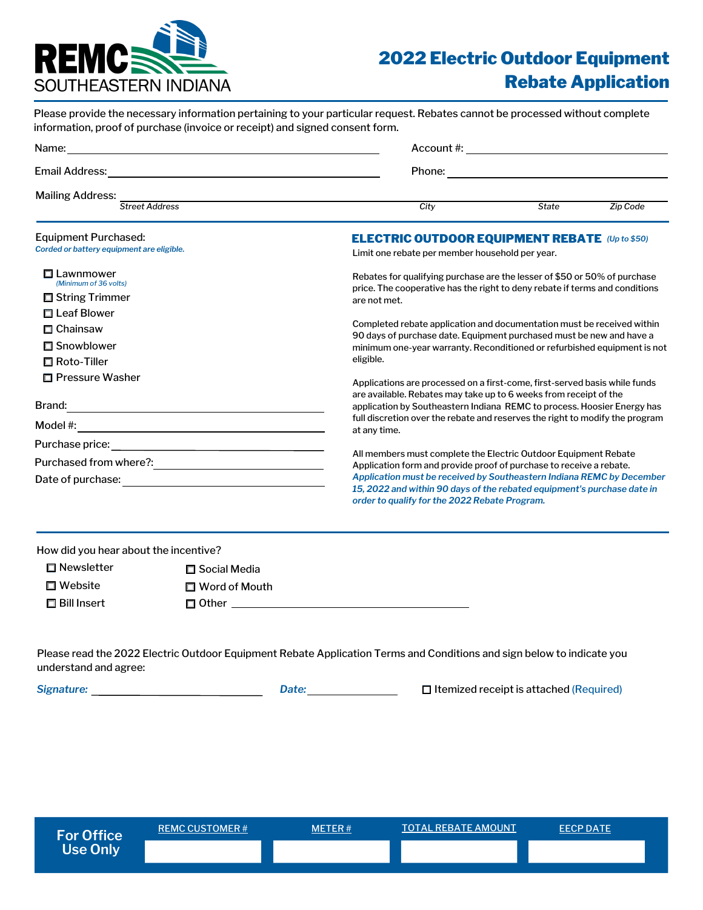REMC SOUTHEASTERN INDIANA

# 2022 Electric Outdoor Equipment Rebate Application

Please provide the necessary information pertaining to your particular request. Rebates cannot be processed without complete information, proof of purchase (invoice or receipt) and signed consent form.

Name: ______________________ Account #: ______________________

Email Address: ______________________ Phone: ______________________

Mailing Address: ______________________
*Street Address* *City* *State* *Zip Code*

Equipment Purchased:
*Corded or battery equipment are eligible.*

- ☐ Lawnmower *(Minimum of 36 volts)*
- ☐ String Trimmer
- ☐ Leaf Blower
- ☐ Chainsaw
- ☐ Snowblower
- ☐ Roto-Tiller
- ☐ Pressure Washer

Brand: ______________________

Model #: ______________________

Purchase price: ______________________

Purchased from where?: ______________________

Date of purchase: ______________________

## ELECTRIC OUTDOOR EQUIPMENT REBATE *(Up to $50)*

Limit one rebate per member household per year.

Rebates for qualifying purchase are the lesser of $50 or 50% of purchase price. The cooperative has the right to deny rebate if terms and conditions are not met.

Completed rebate application and documentation must be received within 90 days of purchase date. Equipment purchased must be new and have a minimum one-year warranty. Reconditioned or refurbished equipment is not eligible.

Applications are processed on a first-come, first-served basis while funds are available. Rebates may take up to 6 weeks from receipt of the application by Southeastern Indiana REMC to process. Hoosier Energy has full discretion over the rebate and reserves the right to modify the program at any time.

All members must complete the Electric Outdoor Equipment Rebate Application form and provide proof of purchase to receive a rebate. *Application must be received by Southeastern Indiana REMC by December 15, 2022 and within 90 days of the rebated equipment's purchase date in order to qualify for the 2022 Rebate Program.*

How did you hear about the incentive?

- ☐ Newsletter
- ☐ Website
- ☐ Bill Insert
- ☐ Social Media
- ☐ Word of Mouth
- ☐ Other ______________________

Please read the 2022 Electric Outdoor Equipment Rebate Application Terms and Conditions and sign below to indicate you understand and agree:

***Signature:*** ______________________ ***Date:*** ______________ ☐ Itemized receipt is attached (Required)

| For Office Use Only | REMC CUSTOMER # | METER # | TOTAL REBATE AMOUNT | EECP DATE |
|---|---|---|---|---|
| | | | | |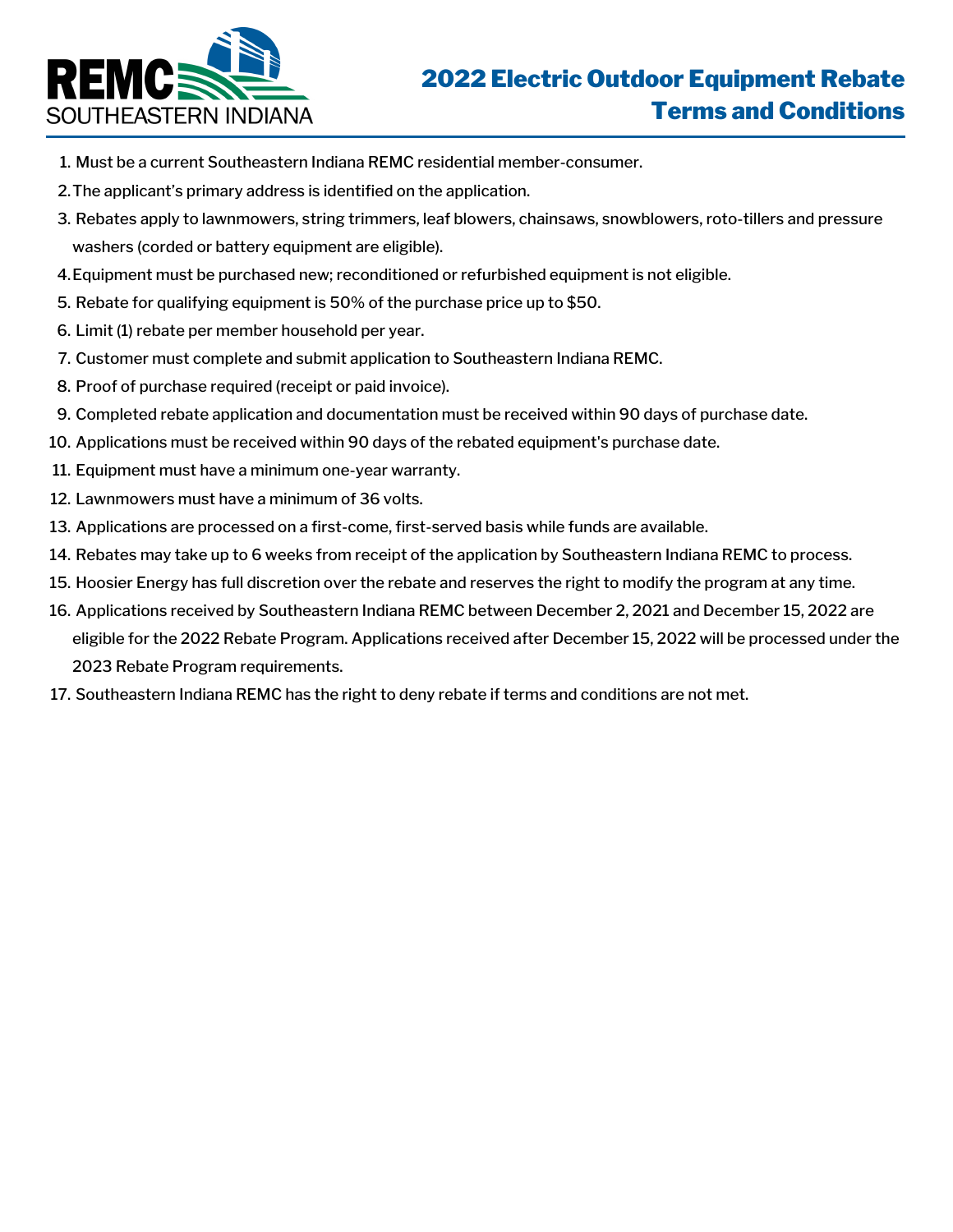REMC SOUTHEASTERN INDIANA

# 2022 Electric Outdoor Equipment Rebate Terms and Conditions

1. Must be a current Southeastern Indiana REMC residential member-consumer.
2. The applicant's primary address is identified on the application.
3. Rebates apply to lawnmowers, string trimmers, leaf blowers, chainsaws, snowblowers, roto-tillers and pressure washers (corded or battery equipment are eligible).
4. Equipment must be purchased new; reconditioned or refurbished equipment is not eligible.
5. Rebate for qualifying equipment is 50% of the purchase price up to $50.
6. Limit (1) rebate per member household per year.
7. Customer must complete and submit application to Southeastern Indiana REMC.
8. Proof of purchase required (receipt or paid invoice).
9. Completed rebate application and documentation must be received within 90 days of purchase date.
10. Applications must be received within 90 days of the rebated equipment's purchase date.
11. Equipment must have a minimum one-year warranty.
12. Lawnmowers must have a minimum of 36 volts.
13. Applications are processed on a first-come, first-served basis while funds are available.
14. Rebates may take up to 6 weeks from receipt of the application by Southeastern Indiana REMC to process.
15. Hoosier Energy has full discretion over the rebate and reserves the right to modify the program at any time.
16. Applications received by Southeastern Indiana REMC between December 2, 2021 and December 15, 2022 are eligible for the 2022 Rebate Program. Applications received after December 15, 2022 will be processed under the 2023 Rebate Program requirements.
17. Southeastern Indiana REMC has the right to deny rebate if terms and conditions are not met.